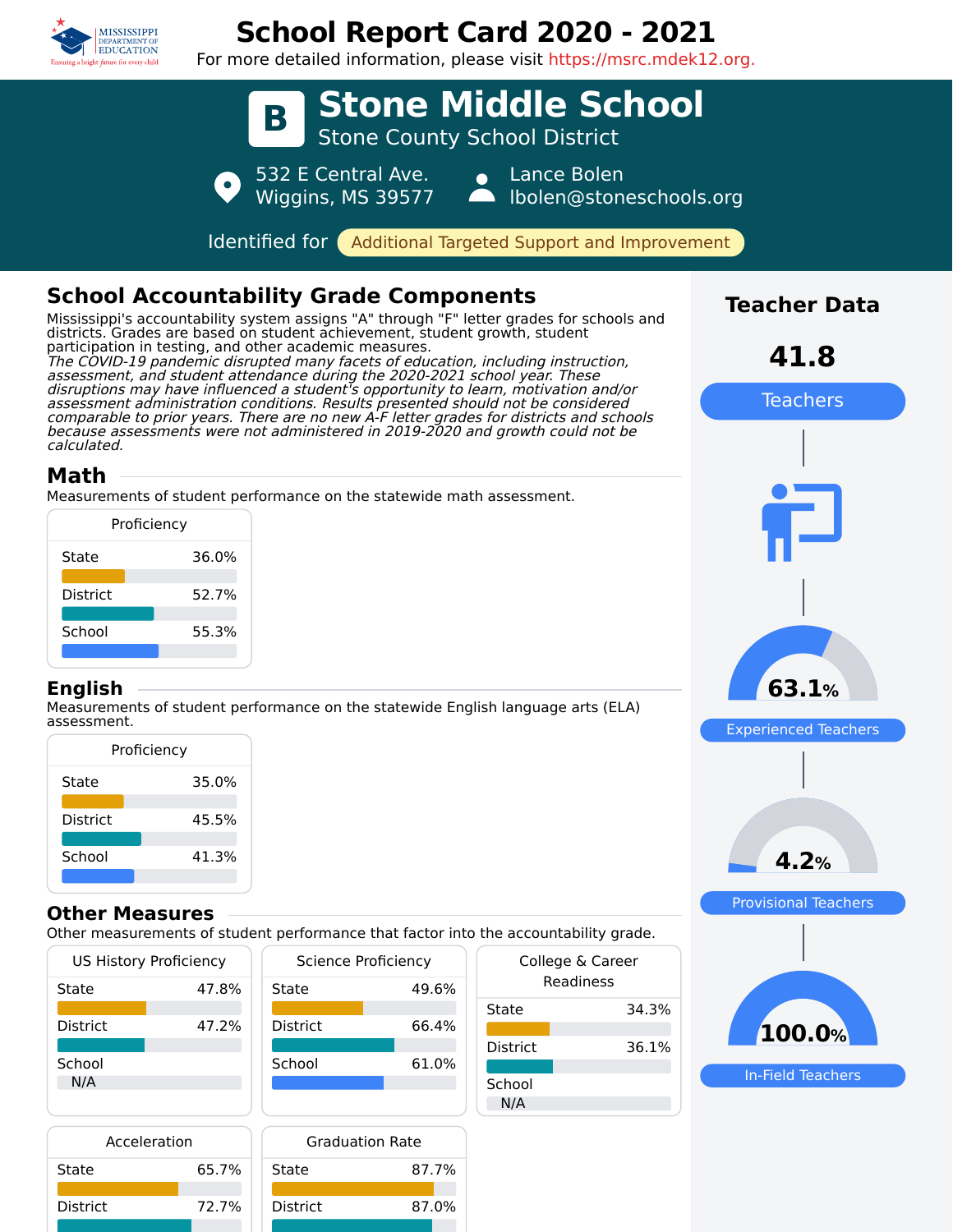# School Report Card 2020 - 2021

For more detailed information, please visit https://msrc.mdek12.org.

## B Stone Middle School

Stone County School District

532 E Central Ave.
Wiggins, MS 39577

Lance Bolen
lbolen@stoneschools.org

Identified for **Additional Targeted Support and Improvement**

## School Accountability Grade Components

Mississippi's accountability system assigns "A" through "F" letter grades for schools and districts. Grades are based on student achievement, student growth, student participation in testing, and other academic measures.

*The COVID-19 pandemic disrupted many facets of education, including instruction, assessment, and student attendance during the 2020-2021 school year. These disruptions may have influenced a student's opportunity to learn, motivation and/or assessment administration conditions. Results presented should not be considered comparable to prior years. There are no new A-F letter grades for districts and schools because assessments were not administered in 2019-2020 and growth could not be calculated.*

### Math

Measurements of student performance on the statewide math assessment.

| Proficiency | |
|---|---|
| State | 36.0% |
| District | 52.7% |
| School | 55.3% |

### English

Measurements of student performance on the statewide English language arts (ELA) assessment.

| Proficiency | |
|---|---|
| State | 35.0% |
| District | 45.5% |
| School | 41.3% |

### Other Measures

Other measurements of student performance that factor into the accountability grade.

| US History Proficiency | |
|---|---|
| State | 47.8% |
| District | 47.2% |
| School | N/A |

| Science Proficiency | |
|---|---|
| State | 49.6% |
| District | 66.4% |
| School | 61.0% |

| College & Career Readiness | |
|---|---|
| State | 34.3% |
| District | 36.1% |
| School | N/A |

| Acceleration | |
|---|---|
| State | 65.7% |
| District | 72.7% |

| Graduation Rate | |
|---|---|
| State | 87.7% |
| District | 87.0% |

## Teacher Data

**41.8** Teachers

**63.1%** Experienced Teachers

**4.2%** Provisional Teachers

**100.0%** In-Field Teachers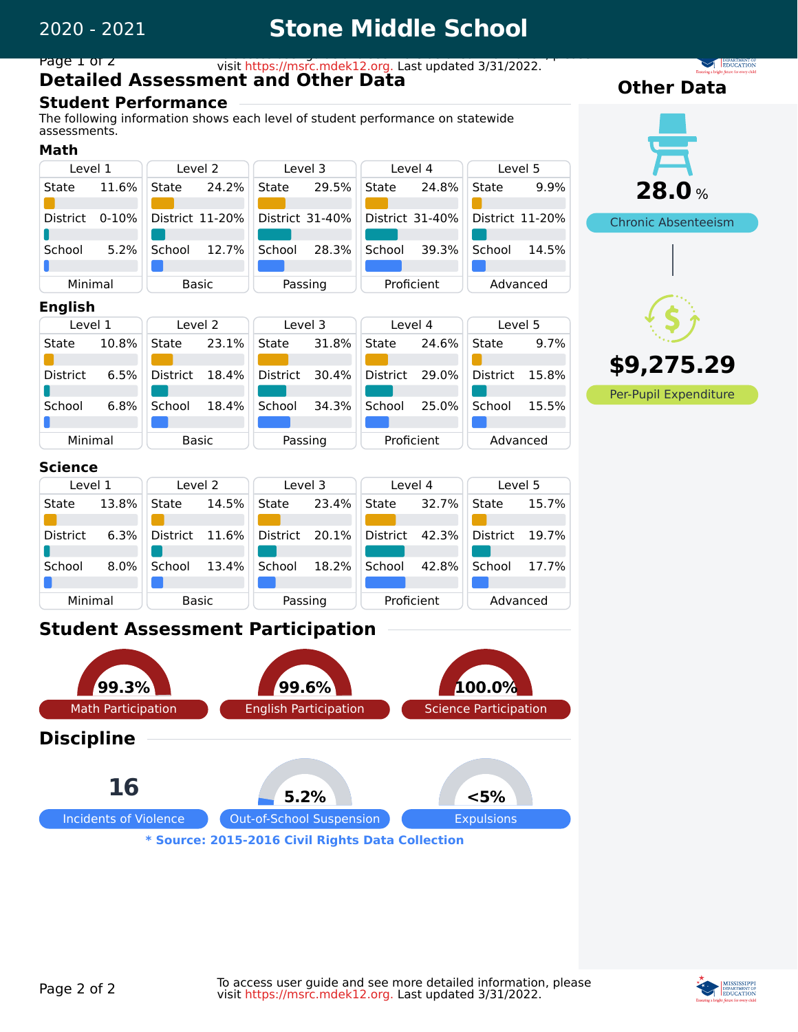# 2020 - 2021 Stone Middle School

## Detailed Assessment and Other Data

### Student Performance

The following information shows each level of student performance on statewide assessments.

#### Math

| | Level 1 | Level 2 | Level 3 | Level 4 | Level 5 |
|---|---|---|---|---|---|
| State | 11.6% | 24.2% | 29.5% | 24.8% | 9.9% |
| District | 0-10% | 11-20% | 31-40% | 31-40% | 11-20% |
| School | 5.2% | 12.7% | 28.3% | 39.3% | 14.5% |
| | Minimal | Basic | Passing | Proficient | Advanced |

#### English

| | Level 1 | Level 2 | Level 3 | Level 4 | Level 5 |
|---|---|---|---|---|---|
| State | 10.8% | 23.1% | 31.8% | 24.6% | 9.7% |
| District | 6.5% | 18.4% | 30.4% | 29.0% | 15.8% |
| School | 6.8% | 18.4% | 34.3% | 25.0% | 15.5% |
| | Minimal | Basic | Passing | Proficient | Advanced |

#### Science

| | Level 1 | Level 2 | Level 3 | Level 4 | Level 5 |
|---|---|---|---|---|---|
| State | 13.8% | 14.5% | 23.4% | 32.7% | 15.7% |
| District | 6.3% | 11.6% | 20.1% | 42.3% | 19.7% |
| School | 8.0% | 13.4% | 18.2% | 42.8% | 17.7% |
| | Minimal | Basic | Passing | Proficient | Advanced |

### Student Assessment Participation

99.3%
Math Participation

99.6%
English Participation

100.0%
Science Participation

### Discipline

16
Incidents of Violence

5.2%
Out-of-School Suspension

<5%
Expulsions

**\* Source: 2015-2016 Civil Rights Data Collection**

## Other Data

28.0 %
Chronic Absenteeism

$9,275.29
Per-Pupil Expenditure

To access user guide and see more detailed information, please visit https://msrc.mdek12.org. Last updated 3/31/2022.